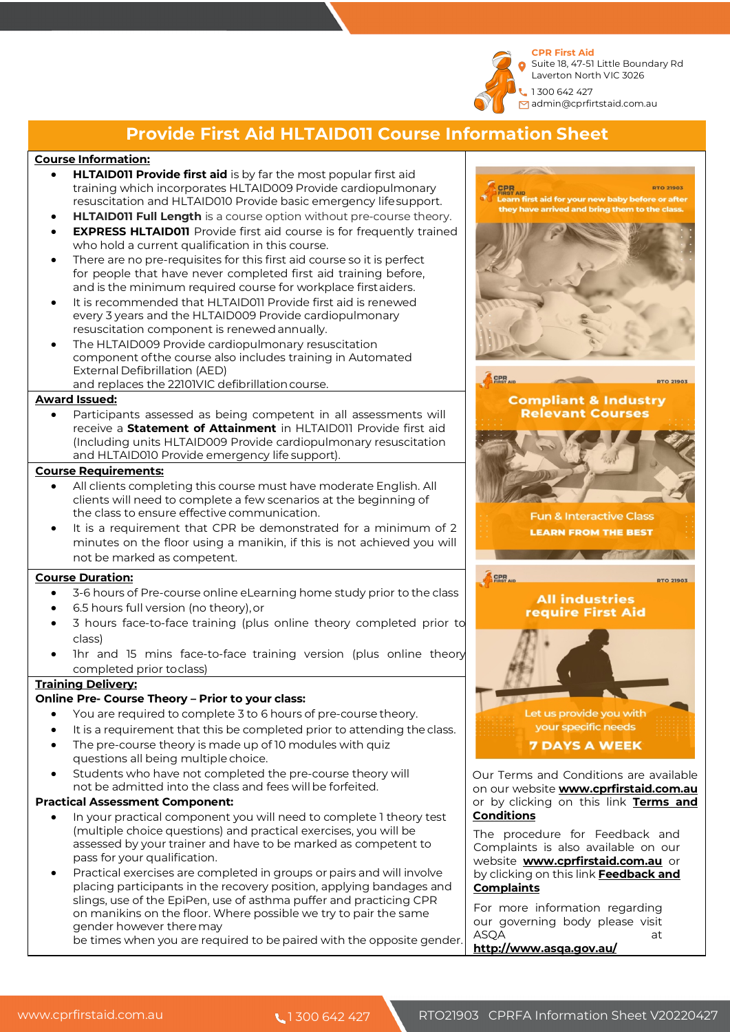**CPR First Aid**
Suite 18, 47-51 Little Boundary Rd
Laverton North VIC 3026
1300 642 427
admin@cprfirstaid.com.au

# Provide First Aid HLTAID011 Course Information Sheet

## Course Information:

- **HLTAID011 Provide first aid** is by far the most popular first aid training which incorporates HLTAID009 Provide cardiopulmonary resuscitation and HLTAID010 Provide basic emergency life support.
- **HLTAID011 Full Length** is a course option without pre-course theory.
- **EXPRESS HLTAID011** Provide first aid course is for frequently trained who hold a current qualification in this course.
- There are no pre-requisites for this first aid course so it is perfect for people that have never completed first aid training before, and is the minimum required course for workplace first aiders.
- It is recommended that HLTAID011 Provide first aid is renewed every 3 years and the HLTAID009 Provide cardiopulmonary resuscitation component is renewed annually.
- The HLTAID009 Provide cardiopulmonary resuscitation component of the course also includes training in Automated External Defibrillation (AED) and replaces the 22101VIC defibrillation course.

## Award Issued:

- Participants assessed as being competent in all assessments will receive a **Statement of Attainment** in HLTAID011 Provide first aid (Including units HLTAID009 Provide cardiopulmonary resuscitation and HLTAID010 Provide emergency life support).

## Course Requirements:

- All clients completing this course must have moderate English. All clients will need to complete a few scenarios at the beginning of the class to ensure effective communication.
- It is a requirement that CPR be demonstrated for a minimum of 2 minutes on the floor using a manikin, if this is not achieved you will not be marked as competent.

## Course Duration:

- 3-6 hours of Pre-course online eLearning home study prior to the class
- 6.5 hours full version (no theory), or
- 3 hours face-to-face training (plus online theory completed prior to class)
- 1hr and 15 mins face-to-face training version (plus online theory completed prior to class)

## Training Delivery:

**Online Pre- Course Theory – Prior to your class:**

- You are required to complete 3 to 6 hours of pre-course theory.
- It is a requirement that this be completed prior to attending the class.
- The pre-course theory is made up of 10 modules with quiz questions all being multiple choice.
- Students who have not completed the pre-course theory will not be admitted into the class and fees will be forfeited.

**Practical Assessment Component:**

- In your practical component you will need to complete 1 theory test (multiple choice questions) and practical exercises, you will be assessed by your trainer and have to be marked as competent to pass for your qualification.
- Practical exercises are completed in groups or pairs and will involve placing participants in the recovery position, applying bandages and slings, use of the EpiPen, use of asthma puffer and practicing CPR on manikins on the floor. Where possible we try to pair the same gender however there may be times when you are required to be paired with the opposite gender.

Learn first aid for your new baby before or after they have arrived and bring them to the class.

Compliant & Industry Relevant Courses

Fun & Interactive Class
LEARN FROM THE BEST

All industries require First Aid

Let us provide you with your specific needs
7 DAYS A WEEK

Our Terms and Conditions are available on our website **www.cprfirstaid.com.au** or by clicking on this link **Terms and Conditions**

The procedure for Feedback and Complaints is also available on our website **www.cprfirstaid.com.au** or by clicking on this link **Feedback and Complaints**

For more information regarding our governing body please visit ASQA at **http://www.asqa.gov.au/**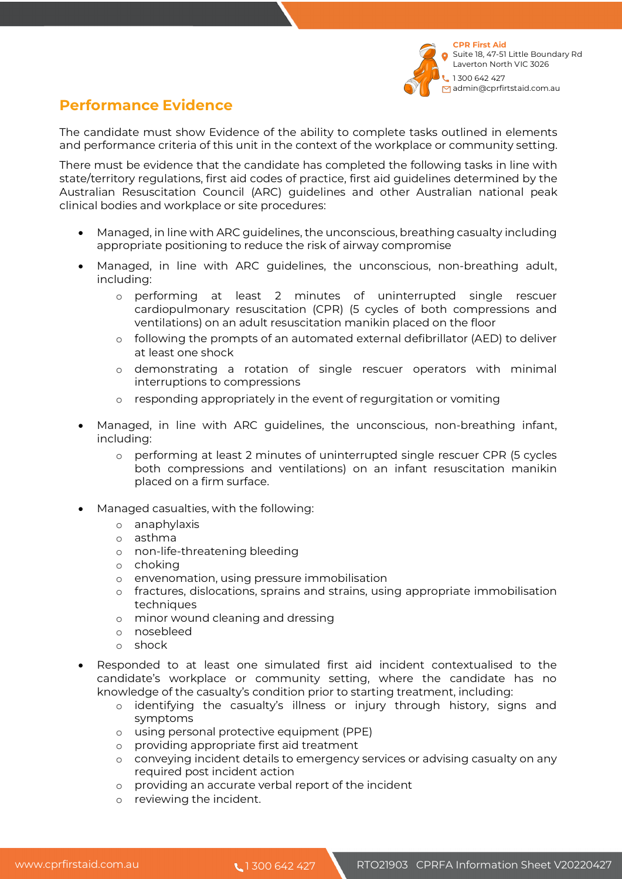## Performance Evidence

The candidate must show Evidence of the ability to complete tasks outlined in elements and performance criteria of this unit in the context of the workplace or community setting.

There must be evidence that the candidate has completed the following tasks in line with state/territory regulations, first aid codes of practice, first aid guidelines determined by the Australian Resuscitation Council (ARC) guidelines and other Australian national peak clinical bodies and workplace or site procedures:

- Managed, in line with ARC guidelines, the unconscious, breathing casualty including appropriate positioning to reduce the risk of airway compromise
- Managed, in line with ARC guidelines, the unconscious, non-breathing adult, including:
  - performing at least 2 minutes of uninterrupted single rescuer cardiopulmonary resuscitation (CPR) (5 cycles of both compressions and ventilations) on an adult resuscitation manikin placed on the floor
  - following the prompts of an automated external defibrillator (AED) to deliver at least one shock
  - demonstrating a rotation of single rescuer operators with minimal interruptions to compressions
  - responding appropriately in the event of regurgitation or vomiting
- Managed, in line with ARC guidelines, the unconscious, non-breathing infant, including:
  - performing at least 2 minutes of uninterrupted single rescuer CPR (5 cycles both compressions and ventilations) on an infant resuscitation manikin placed on a firm surface.
- Managed casualties, with the following:
  - anaphylaxis
  - asthma
  - non-life-threatening bleeding
  - choking
  - envenomation, using pressure immobilisation
  - fractures, dislocations, sprains and strains, using appropriate immobilisation techniques
  - minor wound cleaning and dressing
  - nosebleed
  - shock
- Responded to at least one simulated first aid incident contextualised to the candidate's workplace or community setting, where the candidate has no knowledge of the casualty's condition prior to starting treatment, including:
  - identifying the casualty's illness or injury through history, signs and symptoms
  - using personal protective equipment (PPE)
  - providing appropriate first aid treatment
  - conveying incident details to emergency services or advising casualty on any required post incident action
  - providing an accurate verbal report of the incident
  - reviewing the incident.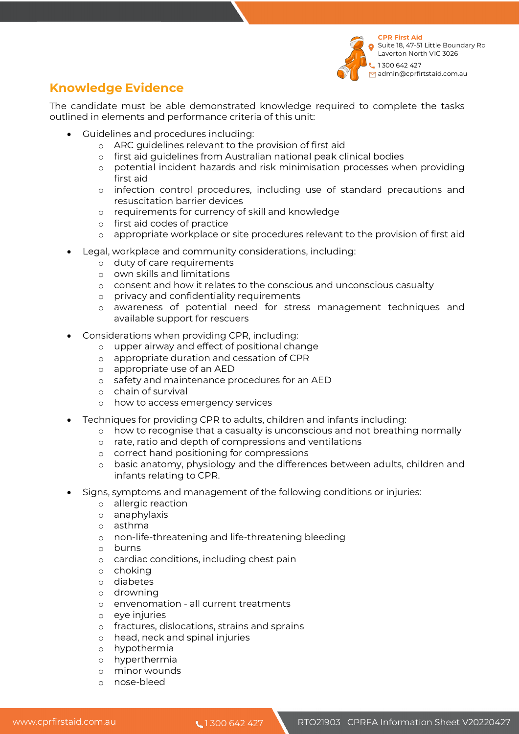## Knowledge Evidence

The candidate must be able demonstrated knowledge required to complete the tasks outlined in elements and performance criteria of this unit:

- Guidelines and procedures including:
  - ARC guidelines relevant to the provision of first aid
  - first aid guidelines from Australian national peak clinical bodies
  - potential incident hazards and risk minimisation processes when providing first aid
  - infection control procedures, including use of standard precautions and resuscitation barrier devices
  - requirements for currency of skill and knowledge
  - first aid codes of practice
  - appropriate workplace or site procedures relevant to the provision of first aid
- Legal, workplace and community considerations, including:
  - duty of care requirements
  - own skills and limitations
  - consent and how it relates to the conscious and unconscious casualty
  - privacy and confidentiality requirements
  - awareness of potential need for stress management techniques and available support for rescuers
- Considerations when providing CPR, including:
  - upper airway and effect of positional change
  - appropriate duration and cessation of CPR
  - appropriate use of an AED
  - safety and maintenance procedures for an AED
  - chain of survival
  - how to access emergency services
- Techniques for providing CPR to adults, children and infants including:
  - how to recognise that a casualty is unconscious and not breathing normally
  - rate, ratio and depth of compressions and ventilations
  - correct hand positioning for compressions
  - basic anatomy, physiology and the differences between adults, children and infants relating to CPR.
- Signs, symptoms and management of the following conditions or injuries:
  - allergic reaction
  - anaphylaxis
  - asthma
  - non-life-threatening and life-threatening bleeding
  - burns
  - cardiac conditions, including chest pain
  - choking
  - diabetes
  - drowning
  - envenomation - all current treatments
  - eye injuries
  - fractures, dislocations, strains and sprains
  - head, neck and spinal injuries
  - hypothermia
  - hyperthermia
  - minor wounds
  - nose-bleed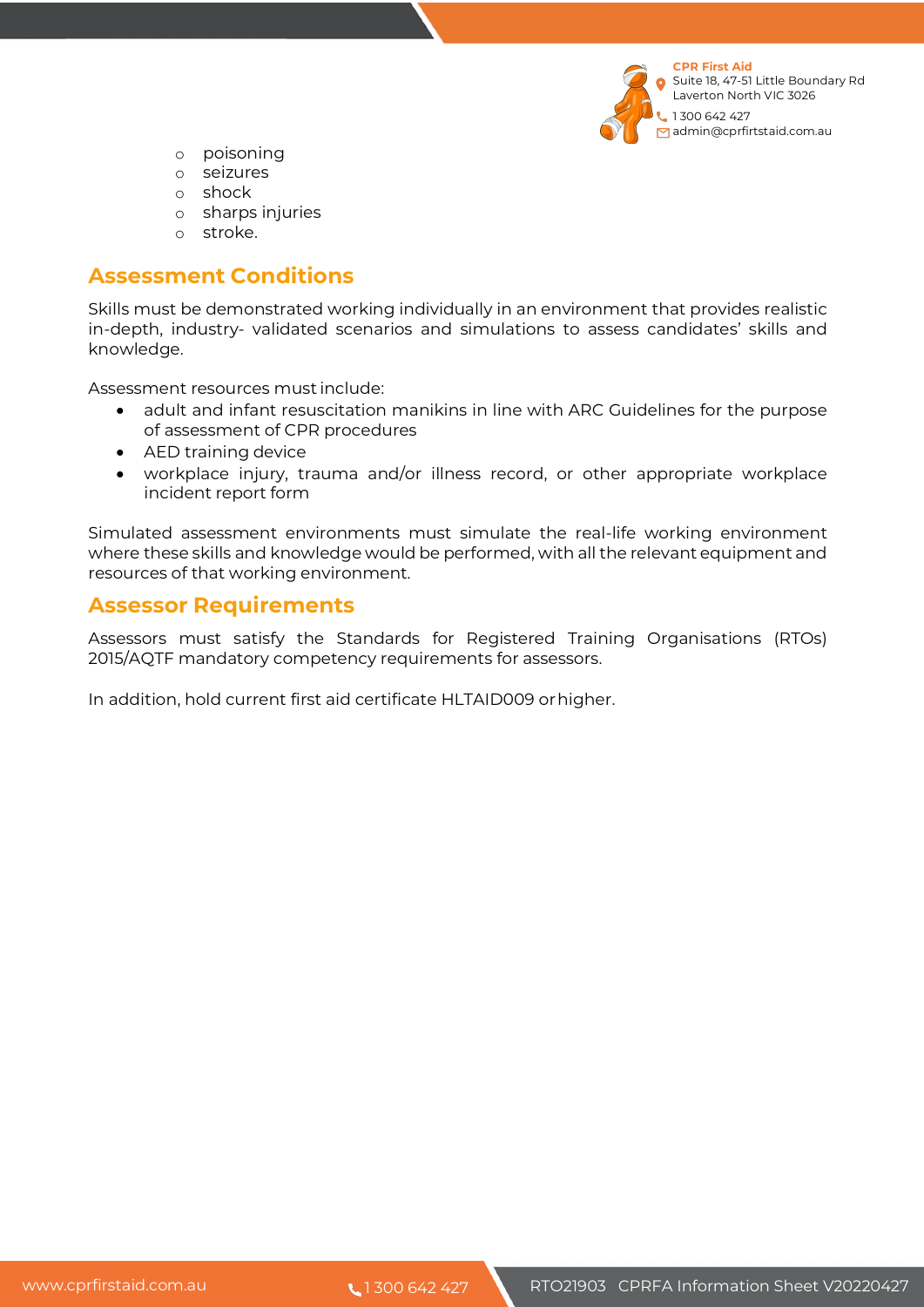- poisoning
- seizures
- shock
- sharps injuries
- stroke.

## Assessment Conditions

Skills must be demonstrated working individually in an environment that provides realistic in-depth, industry- validated scenarios and simulations to assess candidates' skills and knowledge.

Assessment resources must include:

- adult and infant resuscitation manikins in line with ARC Guidelines for the purpose of assessment of CPR procedures
- AED training device
- workplace injury, trauma and/or illness record, or other appropriate workplace incident report form

Simulated assessment environments must simulate the real-life working environment where these skills and knowledge would be performed, with all the relevant equipment and resources of that working environment.

## Assessor Requirements

Assessors must satisfy the Standards for Registered Training Organisations (RTOs) 2015/AQTF mandatory competency requirements for assessors.

In addition, hold current first aid certificate HLTAID009 or higher.